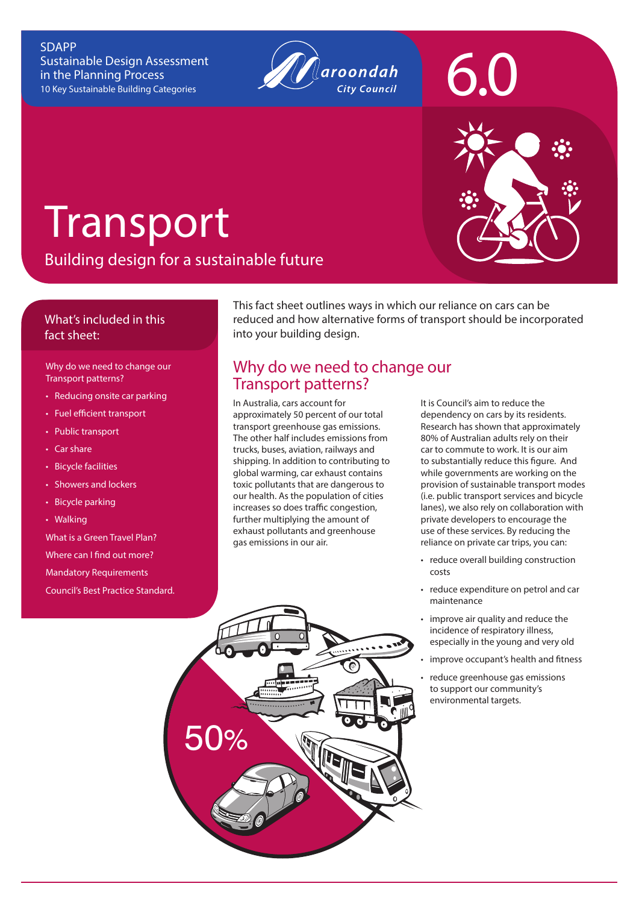SDAPP
Sustainable Design Assessment in the Planning Process
10 Key Sustainable Building Categories

Maroondah City Council

6.0

# Transport

## Building design for a sustainable future

### What's included in this fact sheet:

Why do we need to change our Transport patterns?

- Reducing onsite car parking
- Fuel efficient transport
- Public transport
- Car share
- Bicycle facilities
- Showers and lockers
- Bicycle parking
- Walking

What is a Green Travel Plan?

Where can I find out more?

Mandatory Requirements

Council's Best Practice Standard.

This fact sheet outlines ways in which our reliance on cars can be reduced and how alternative forms of transport should be incorporated into your building design.

## Why do we need to change our Transport patterns?

In Australia, cars account for approximately 50 percent of our total transport greenhouse gas emissions. The other half includes emissions from trucks, buses, aviation, railways and shipping. In addition to contributing to global warming, car exhaust contains toxic pollutants that are dangerous to our health. As the population of cities increases so does traffic congestion, further multiplying the amount of exhaust pollutants and greenhouse gas emissions in our air.

It is Council's aim to reduce the dependency on cars by its residents. Research has shown that approximately 80% of Australian adults rely on their car to commute to work. It is our aim to substantially reduce this figure. And while governments are working on the provision of sustainable transport modes (i.e. public transport services and bicycle lanes), we also rely on collaboration with private developers to encourage the use of these services. By reducing the reliance on private car trips, you can:

- reduce overall building construction costs
- reduce expenditure on petrol and car maintenance
- improve air quality and reduce the incidence of respiratory illness, especially in the young and very old
- improve occupant's health and fitness
- reduce greenhouse gas emissions to support our community's environmental targets.

50%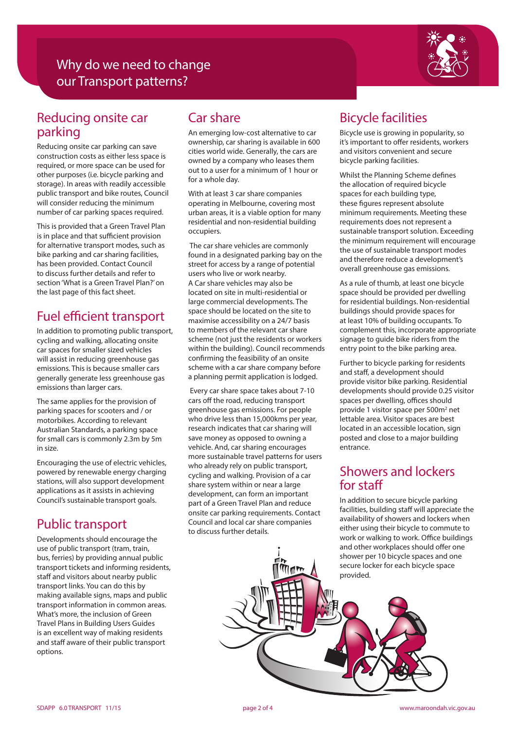# Why do we need to change our Transport patterns?

## Reducing onsite car parking

Reducing onsite car parking can save construction costs as either less space is required, or more space can be used for other purposes (i.e. bicycle parking and storage). In areas with readily accessible public transport and bike routes, Council will consider reducing the minimum number of car parking spaces required.

This is provided that a Green Travel Plan is in place and that sufficient provision for alternative transport modes, such as bike parking and car sharing facilities, has been provided. Contact Council to discuss further details and refer to section 'What is a Green Travel Plan?' on the last page of this fact sheet.

## Fuel efficient transport

In addition to promoting public transport, cycling and walking, allocating onsite car spaces for smaller sized vehicles will assist in reducing greenhouse gas emissions. This is because smaller cars generally generate less greenhouse gas emissions than larger cars.

The same applies for the provision of parking spaces for scooters and / or motorbikes. According to relevant Australian Standards, a parking space for small cars is commonly 2.3m by 5m in size.

Encouraging the use of electric vehicles, powered by renewable energy charging stations, will also support development applications as it assists in achieving Council's sustainable transport goals.

## Public transport

Developments should encourage the use of public transport (tram, train, bus, ferries) by providing annual public transport tickets and informing residents, staff and visitors about nearby public transport links. You can do this by making available signs, maps and public transport information in common areas. What's more, the inclusion of Green Travel Plans in Building Users Guides is an excellent way of making residents and staff aware of their public transport options.

## Car share

An emerging low-cost alternative to car ownership, car sharing is available in 600 cities world wide. Generally, the cars are owned by a company who leases them out to a user for a minimum of 1 hour or for a whole day.

With at least 3 car share companies operating in Melbourne, covering most urban areas, it is a viable option for many residential and non-residential building occupiers.

The car share vehicles are commonly found in a designated parking bay on the street for access by a range of potential users who live or work nearby. A Car share vehicles may also be located on site in multi-residential or large commercial developments. The space should be located on the site to maximise accessibility on a 24/7 basis to members of the relevant car share scheme (not just the residents or workers within the building). Council recommends confirming the feasibility of an onsite scheme with a car share company before a planning permit application is lodged.

Every car share space takes about 7-10 cars off the road, reducing transport greenhouse gas emissions. For people who drive less than 15,000kms per year, research indicates that car sharing will save money as opposed to owning a vehicle. And, car sharing encourages more sustainable travel patterns for users who already rely on public transport, cycling and walking. Provision of a car share system within or near a large development, can form an important part of a Green Travel Plan and reduce onsite car parking requirements. Contact Council and local car share companies to discuss further details.

## Bicycle facilities

Bicycle use is growing in popularity, so it's important to offer residents, workers and visitors convenient and secure bicycle parking facilities.

Whilst the Planning Scheme defines the allocation of required bicycle spaces for each building type, these figures represent absolute minimum requirements. Meeting these requirements does not represent a sustainable transport solution. Exceeding the minimum requirement will encourage the use of sustainable transport modes and therefore reduce a development's overall greenhouse gas emissions.

As a rule of thumb, at least one bicycle space should be provided per dwelling for residential buildings. Non-residential buildings should provide spaces for at least 10% of building occupants. To complement this, incorporate appropriate signage to guide bike riders from the entry point to the bike parking area.

Further to bicycle parking for residents and staff, a development should provide visitor bike parking. Residential developments should provide 0.25 visitor spaces per dwelling, offices should provide 1 visitor space per 500m² net lettable area. Visitor spaces are best located in an accessible location, sign posted and close to a major building entrance.

## Showers and lockers for staff

In addition to secure bicycle parking facilities, building staff will appreciate the availability of showers and lockers when either using their bicycle to commute to work or walking to work. Office buildings and other workplaces should offer one shower per 10 bicycle spaces and one secure locker for each bicycle space provided.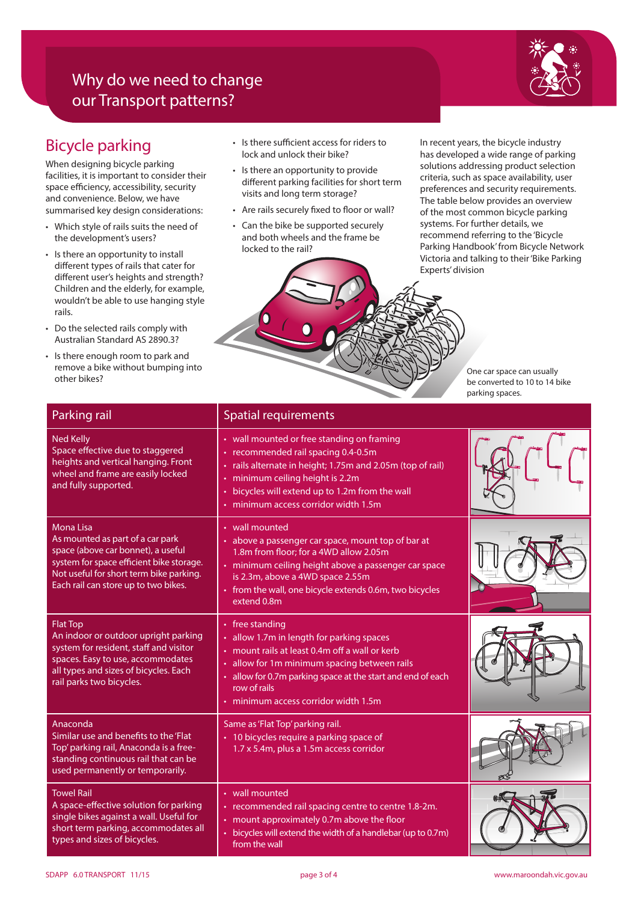# Why do we need to change our Transport patterns?

## Bicycle parking

When designing bicycle parking facilities, it is important to consider their space efficiency, accessibility, security and convenience. Below, we have summarised key design considerations:

- Which style of rails suits the need of the development's users?
- Is there an opportunity to install different types of rails that cater for different user's heights and strength? Children and the elderly, for example, wouldn't be able to use hanging style rails.
- Do the selected rails comply with Australian Standard AS 2890.3?
- Is there enough room to park and remove a bike without bumping into other bikes?
- Is there sufficient access for riders to lock and unlock their bike?
- Is there an opportunity to provide different parking facilities for short term visits and long term storage?
- Are rails securely fixed to floor or wall?
- Can the bike be supported securely and both wheels and the frame be locked to the rail?

In recent years, the bicycle industry has developed a wide range of parking solutions addressing product selection criteria, such as space availability, user preferences and security requirements. The table below provides an overview of the most common bicycle parking systems. For further details, we recommend referring to the 'Bicycle Parking Handbook' from Bicycle Network Victoria and talking to their 'Bike Parking Experts' division

One car space can usually be converted to 10 to 14 bike parking spaces.

| Parking rail | Spatial requirements |
| --- | --- |
| **Ned Kelly**<br>Space effective due to staggered heights and vertical hanging. Front wheel and frame are easily locked and fully supported. | • wall mounted or free standing on framing<br>• recommended rail spacing 0.4-0.5m<br>• rails alternate in height; 1.75m and 2.05m (top of rail)<br>• minimum ceiling height is 2.2m<br>• bicycles will extend up to 1.2m from the wall<br>• minimum access corridor width 1.5m |
| **Mona Lisa**<br>As mounted as part of a car park space (above car bonnet), a useful system for space efficient bike storage. Not useful for short term bike parking. Each rail can store up to two bikes. | • wall mounted<br>• above a passenger car space, mount top of bar at 1.8m from floor; for a 4WD allow 2.05m<br>• minimum ceiling height above a passenger car space is 2.3m, above a 4WD space 2.55m<br>• from the wall, one bicycle extends 0.6m, two bicycles extend 0.8m |
| **Flat Top**<br>An indoor or outdoor upright parking system for resident, staff and visitor spaces. Easy to use, accommodates all types and sizes of bicycles. Each rail parks two bicycles. | • free standing<br>• allow 1.7m in length for parking spaces<br>• mount rails at least 0.4m off a wall or kerb<br>• allow for 1m minimum spacing between rails<br>• allow for 0.7m parking space at the start and end of each row of rails<br>• minimum access corridor width 1.5m |
| **Anaconda**<br>Similar use and benefits to the 'Flat Top' parking rail, Anaconda is a free-standing continuous rail that can be used permanently or temporarily. | Same as 'Flat Top' parking rail.<br>• 10 bicycles require a parking space of 1.7 x 5.4m, plus a 1.5m access corridor |
| **Towel Rail**<br>A space-effective solution for parking single bikes against a wall. Useful for short term parking, accommodates all types and sizes of bicycles. | • wall mounted<br>• recommended rail spacing centre to centre 1.8-2m.<br>• mount approximately 0.7m above the floor<br>• bicycles will extend the width of a handlebar (up to 0.7m) from the wall |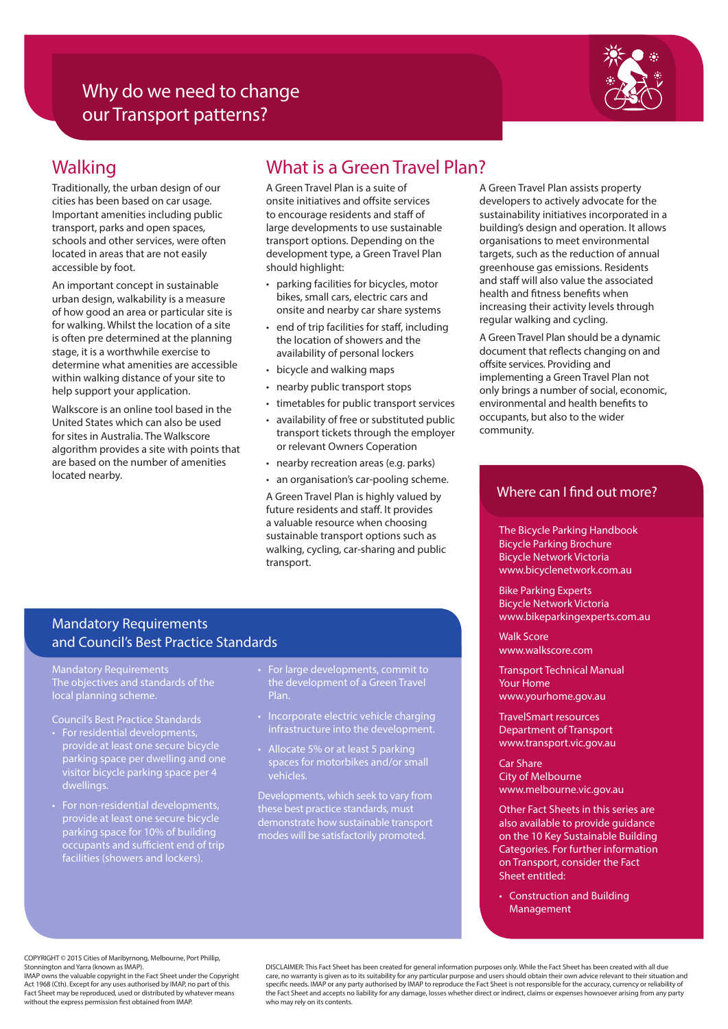# Why do we need to change our Transport patterns?

## Walking

Traditionally, the urban design of our cities has been based on car usage. Important amenities including public transport, parks and open spaces, schools and other services, were often located in areas that are not easily accessible by foot.

An important concept in sustainable urban design, walkability is a measure of how good an area or particular site is for walking. Whilst the location of a site is often pre determined at the planning stage, it is a worthwhile exercise to determine what amenities are accessible within walking distance of your site to help support your application.

Walkscore is an online tool based in the United States which can also be used for sites in Australia. The Walkscore algorithm provides a site with points that are based on the number of amenities located nearby.

## What is a Green Travel Plan?

A Green Travel Plan is a suite of onsite initiatives and offsite services to encourage residents and staff of large developments to use sustainable transport options. Depending on the development type, a Green Travel Plan should highlight:

- parking facilities for bicycles, motor bikes, small cars, electric cars and onsite and nearby car share systems
- end of trip facilities for staff, including the location of showers and the availability of personal lockers
- bicycle and walking maps
- nearby public transport stops
- timetables for public transport services
- availability of free or substituted public transport tickets through the employer or relevant Owners Coperation
- nearby recreation areas (e.g. parks)
- an organisation's car-pooling scheme.

A Green Travel Plan is highly valued by future residents and staff. It provides a valuable resource when choosing sustainable transport options such as walking, cycling, car-sharing and public transport.

A Green Travel Plan assists property developers to actively advocate for the sustainability initiatives incorporated in a building's design and operation. It allows organisations to meet environmental targets, such as the reduction of annual greenhouse gas emissions. Residents and staff will also value the associated health and fitness benefits when increasing their activity levels through regular walking and cycling.

A Green Travel Plan should be a dynamic document that reflects changing on and offsite services. Providing and implementing a Green Travel Plan not only brings a number of social, economic, environmental and health benefits to occupants, but also to the wider community.

## Mandatory Requirements and Council's Best Practice Standards

Mandatory Requirements
The objectives and standards of the local planning scheme.

Council's Best Practice Standards

- For residential developments, provide at least one secure bicycle parking space per dwelling and one visitor bicycle parking space per 4 dwellings.
- For non-residential developments, provide at least one secure bicycle parking space for 10% of building occupants and sufficient end of trip facilities (showers and lockers).
- For large developments, commit to the development of a Green Travel Plan.
- Incorporate electric vehicle charging infrastructure into the development.
- Allocate 5% or at least 5 parking spaces for motorbikes and/or small vehicles.

Developments, which seek to vary from these best practice standards, must demonstrate how sustainable transport modes will be satisfactorily promoted.

## Where can I find out more?

The Bicycle Parking Handbook
Bicycle Parking Brochure
Bicycle Network Victoria
www.bicyclenetwork.com.au

Bike Parking Experts
Bicycle Network Victoria
www.bikeparkingexperts.com.au

Walk Score
www.walkscore.com

Transport Technical Manual
Your Home
www.yourhome.gov.au

TravelSmart resources
Department of Transport
www.transport.vic.gov.au

Car Share
City of Melbourne
www.melbourne.vic.gov.au

Other Fact Sheets in this series are also available to provide guidance on the 10 Key Sustainable Building Categories. For further information on Transport, consider the Fact Sheet entitled:

- Construction and Building Management

COPYRIGHT © 2015 Cities of Maribyrnong, Melbourne, Port Phillip, Stonnington and Yarra (known as IMAP).
IMAP owns the valuable copyright in the Fact Sheet under the Copyright Act 1968 (Cth). Except for any uses authorised by IMAP, no part of this Fact Sheet may be reproduced, used or distributed by whatever means without the express permission first obtained from IMAP.

DISCLAIMER: This Fact Sheet has been created for general information purposes only. While the Fact Sheet has been created with all due care, no warranty is given as to its suitability for any particular purpose and users should obtain their own advice relevant to their situation and specific needs. IMAP or any party authorised by IMAP to reproduce the Fact Sheet is not responsible for the accuracy, currency or reliability of the Fact Sheet and accepts no liability for any damage, losses whether direct or indirect, claims or expenses howsoever arising from any party who may rely on its contents.